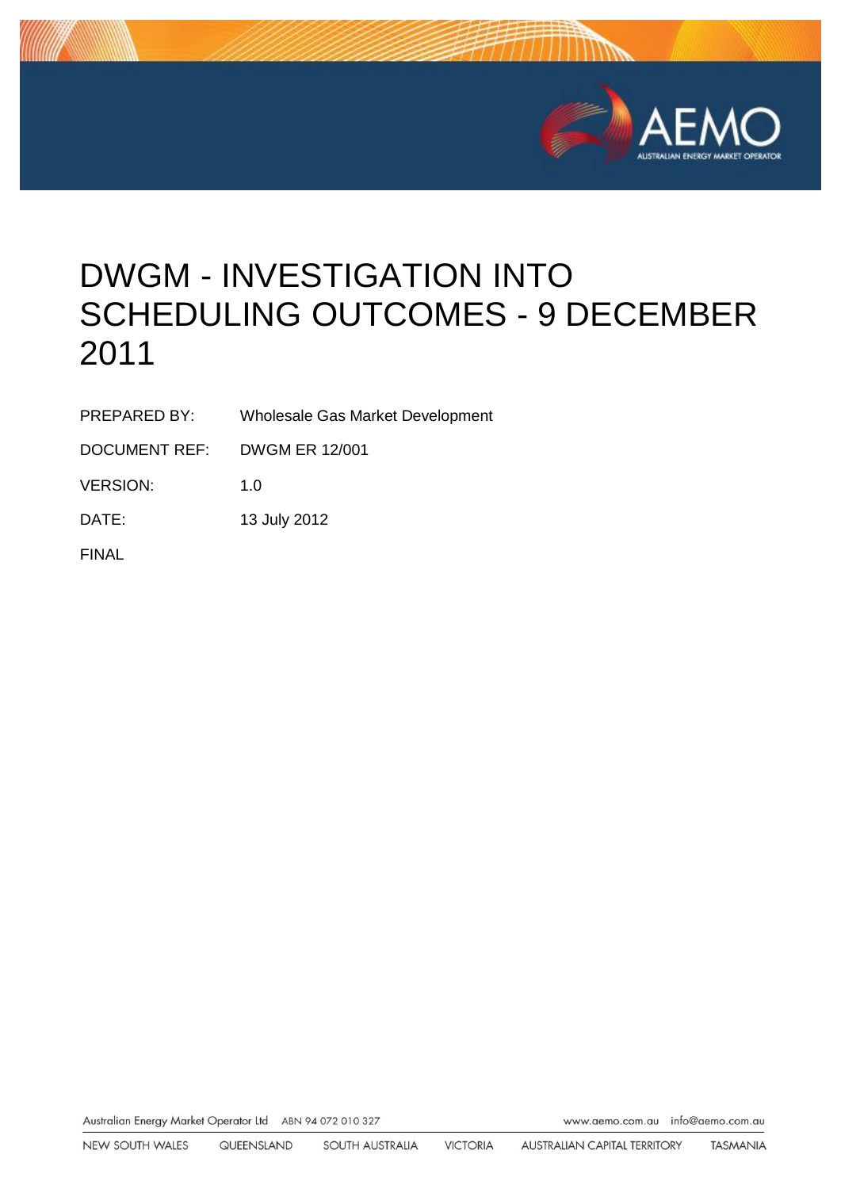# DWGM - INVESTIGATION INTO SCHEDULING OUTCOMES - 9 DECEMBER 2011

| | |
|---|---|
| PREPARED BY: | Wholesale Gas Market Development |
| DOCUMENT REF: | DWGM ER 12/001 |
| VERSION: | 1.0 |
| DATE: | 13 July 2012 |

FINAL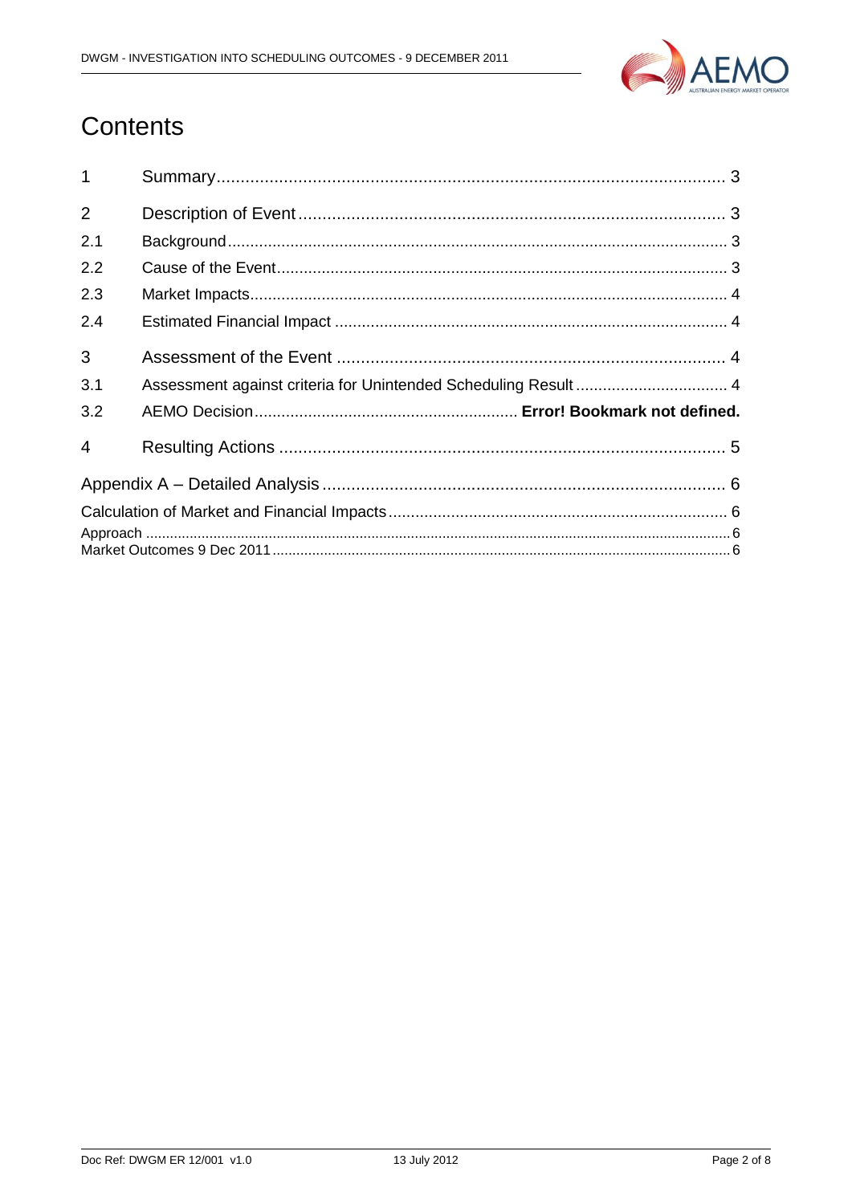# Contents

| | | |
|---|---|---|
| 1 | Summary | 3 |
| 2 | Description of Event | 3 |
| 2.1 | Background | 3 |
| 2.2 | Cause of the Event | 3 |
| 2.3 | Market Impacts | 4 |
| 2.4 | Estimated Financial Impact | 4 |
| 3 | Assessment of the Event | 4 |
| 3.1 | Assessment against criteria for Unintended Scheduling Result | 4 |
| 3.2 | AEMO Decision | **Error! Bookmark not defined.** |
| 4 | Resulting Actions | 5 |

Appendix A – Detailed Analysis ..... 6

Calculation of Market and Financial Impacts ..... 6

Approach ..... 6

Market Outcomes 9 Dec 2011 ..... 6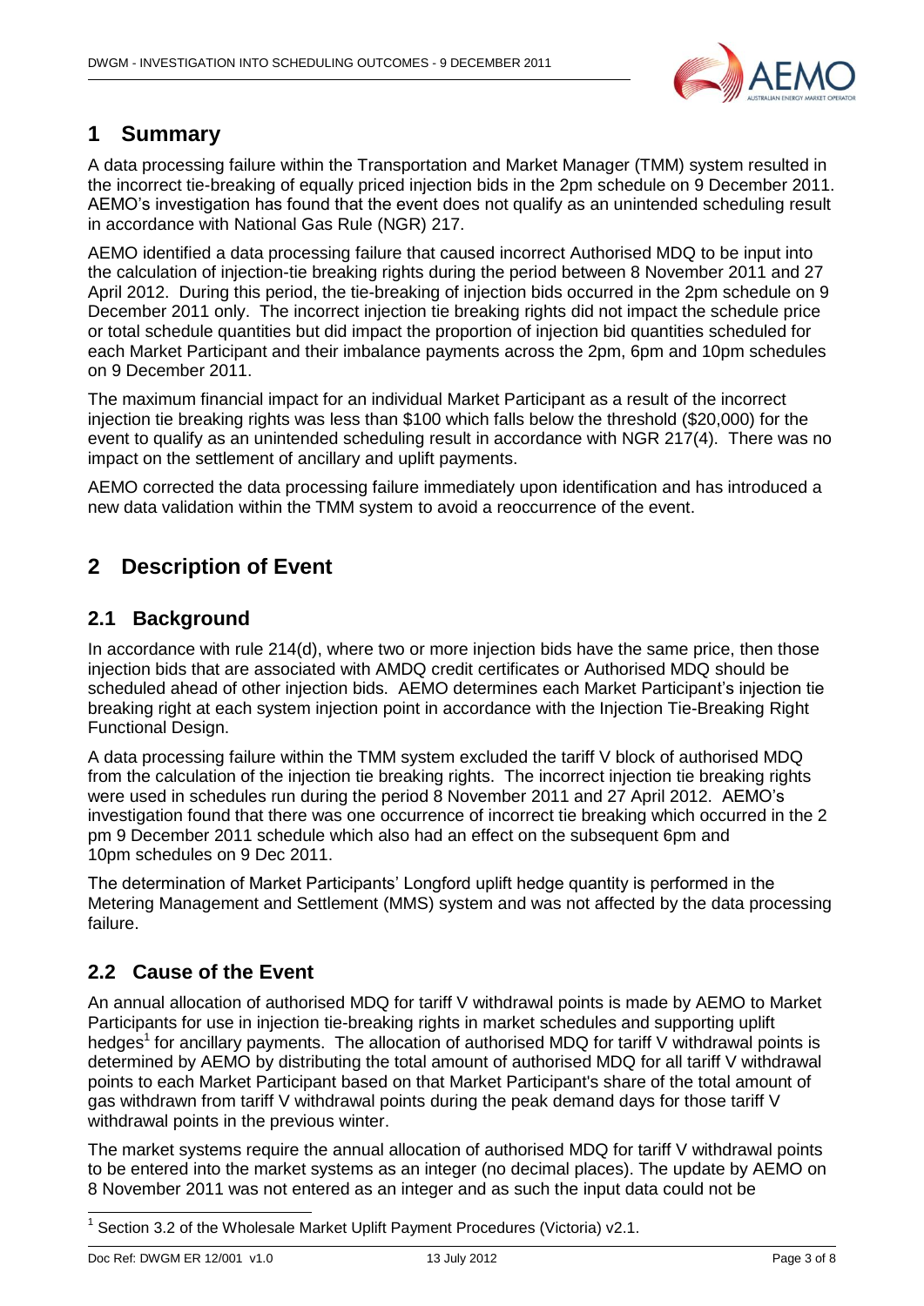# 1 Summary

A data processing failure within the Transportation and Market Manager (TMM) system resulted in the incorrect tie-breaking of equally priced injection bids in the 2pm schedule on 9 December 2011. AEMO's investigation has found that the event does not qualify as an unintended scheduling result in accordance with National Gas Rule (NGR) 217.

AEMO identified a data processing failure that caused incorrect Authorised MDQ to be input into the calculation of injection-tie breaking rights during the period between 8 November 2011 and 27 April 2012. During this period, the tie-breaking of injection bids occurred in the 2pm schedule on 9 December 2011 only. The incorrect injection tie breaking rights did not impact the schedule price or total schedule quantities but did impact the proportion of injection bid quantities scheduled for each Market Participant and their imbalance payments across the 2pm, 6pm and 10pm schedules on 9 December 2011.

The maximum financial impact for an individual Market Participant as a result of the incorrect injection tie breaking rights was less than $100 which falls below the threshold ($20,000) for the event to qualify as an unintended scheduling result in accordance with NGR 217(4). There was no impact on the settlement of ancillary and uplift payments.

AEMO corrected the data processing failure immediately upon identification and has introduced a new data validation within the TMM system to avoid a reoccurrence of the event.

# 2 Description of Event

## 2.1 Background

In accordance with rule 214(d), where two or more injection bids have the same price, then those injection bids that are associated with AMDQ credit certificates or Authorised MDQ should be scheduled ahead of other injection bids. AEMO determines each Market Participant's injection tie breaking right at each system injection point in accordance with the Injection Tie-Breaking Right Functional Design.

A data processing failure within the TMM system excluded the tariff V block of authorised MDQ from the calculation of the injection tie breaking rights. The incorrect injection tie breaking rights were used in schedules run during the period 8 November 2011 and 27 April 2012. AEMO's investigation found that there was one occurrence of incorrect tie breaking which occurred in the 2 pm 9 December 2011 schedule which also had an effect on the subsequent 6pm and 10pm schedules on 9 Dec 2011.

The determination of Market Participants' Longford uplift hedge quantity is performed in the Metering Management and Settlement (MMS) system and was not affected by the data processing failure.

## 2.2 Cause of the Event

An annual allocation of authorised MDQ for tariff V withdrawal points is made by AEMO to Market Participants for use in injection tie-breaking rights in market schedules and supporting uplift hedges[1] for ancillary payments. The allocation of authorised MDQ for tariff V withdrawal points is determined by AEMO by distributing the total amount of authorised MDQ for all tariff V withdrawal points to each Market Participant based on that Market Participant's share of the total amount of gas withdrawn from tariff V withdrawal points during the peak demand days for those tariff V withdrawal points in the previous winter.

The market systems require the annual allocation of authorised MDQ for tariff V withdrawal points to be entered into the market systems as an integer (no decimal places). The update by AEMO on 8 November 2011 was not entered as an integer and as such the input data could not be

[1] Section 3.2 of the Wholesale Market Uplift Payment Procedures (Victoria) v2.1.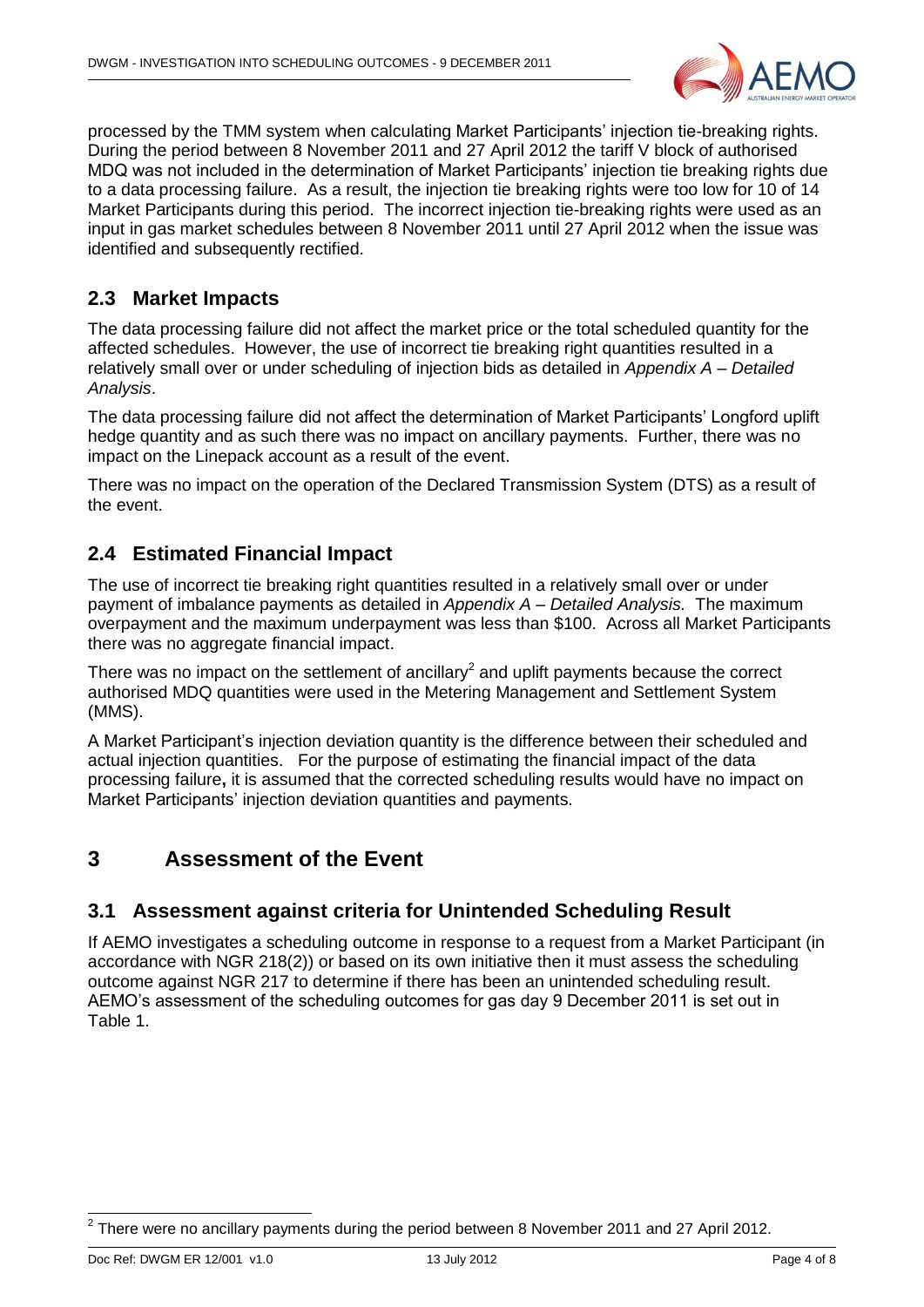processed by the TMM system when calculating Market Participants' injection tie-breaking rights. During the period between 8 November 2011 and 27 April 2012 the tariff V block of authorised MDQ was not included in the determination of Market Participants' injection tie breaking rights due to a data processing failure. As a result, the injection tie breaking rights were too low for 10 of 14 Market Participants during this period. The incorrect injection tie-breaking rights were used as an input in gas market schedules between 8 November 2011 until 27 April 2012 when the issue was identified and subsequently rectified.

## 2.3 Market Impacts

The data processing failure did not affect the market price or the total scheduled quantity for the affected schedules. However, the use of incorrect tie breaking right quantities resulted in a relatively small over or under scheduling of injection bids as detailed in *Appendix A – Detailed Analysis*.

The data processing failure did not affect the determination of Market Participants' Longford uplift hedge quantity and as such there was no impact on ancillary payments. Further, there was no impact on the Linepack account as a result of the event.

There was no impact on the operation of the Declared Transmission System (DTS) as a result of the event.

## 2.4 Estimated Financial Impact

The use of incorrect tie breaking right quantities resulted in a relatively small over or under payment of imbalance payments as detailed in *Appendix A – Detailed Analysis.* The maximum overpayment and the maximum underpayment was less than $100. Across all Market Participants there was no aggregate financial impact.

There was no impact on the settlement of ancillary[2] and uplift payments because the correct authorised MDQ quantities were used in the Metering Management and Settlement System (MMS).

A Market Participant's injection deviation quantity is the difference between their scheduled and actual injection quantities. For the purpose of estimating the financial impact of the data processing failure**,** it is assumed that the corrected scheduling results would have no impact on Market Participants' injection deviation quantities and payments.

# 3 Assessment of the Event

## 3.1 Assessment against criteria for Unintended Scheduling Result

If AEMO investigates a scheduling outcome in response to a request from a Market Participant (in accordance with NGR 218(2)) or based on its own initiative then it must assess the scheduling outcome against NGR 217 to determine if there has been an unintended scheduling result. AEMO's assessment of the scheduling outcomes for gas day 9 December 2011 is set out in Table 1.

---

[2] There were no ancillary payments during the period between 8 November 2011 and 27 April 2012.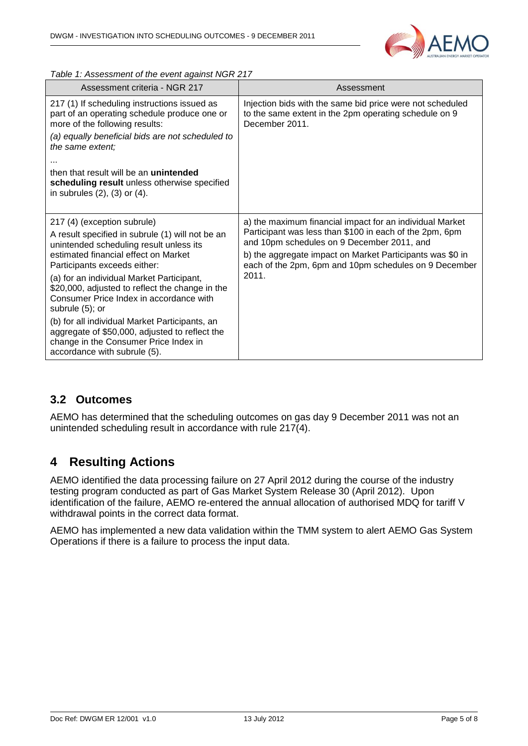*Table 1: Assessment of the event against NGR 217*

| Assessment criteria - NGR 217 | Assessment |
|---|---|
| 217 (1) If scheduling instructions issued as part of an operating schedule produce one or more of the following results:<br>*(a) equally beneficial bids are not scheduled to the same extent;*<br>…<br>then that result will be an **unintended scheduling result** unless otherwise specified in subrules (2), (3) or (4). | Injection bids with the same bid price were not scheduled to the same extent in the 2pm operating schedule on 9 December 2011. |
| 217 (4) (exception subrule)<br>A result specified in subrule (1) will not be an unintended scheduling result unless its estimated financial effect on Market Participants exceeds either:<br>(a) for an individual Market Participant, $20,000, adjusted to reflect the change in the Consumer Price Index in accordance with subrule (5); or<br>(b) for all individual Market Participants, an aggregate of $50,000, adjusted to reflect the change in the Consumer Price Index in accordance with subrule (5). | a) the maximum financial impact for an individual Market Participant was less than $100 in each of the 2pm, 6pm and 10pm schedules on 9 December 2011, and<br>b) the aggregate impact on Market Participants was $0 in each of the 2pm, 6pm and 10pm schedules on 9 December 2011. |

## 3.2 Outcomes

AEMO has determined that the scheduling outcomes on gas day 9 December 2011 was not an unintended scheduling result in accordance with rule 217(4).

# 4 Resulting Actions

AEMO identified the data processing failure on 27 April 2012 during the course of the industry testing program conducted as part of Gas Market System Release 30 (April 2012). Upon identification of the failure, AEMO re-entered the annual allocation of authorised MDQ for tariff V withdrawal points in the correct data format.

AEMO has implemented a new data validation within the TMM system to alert AEMO Gas System Operations if there is a failure to process the input data.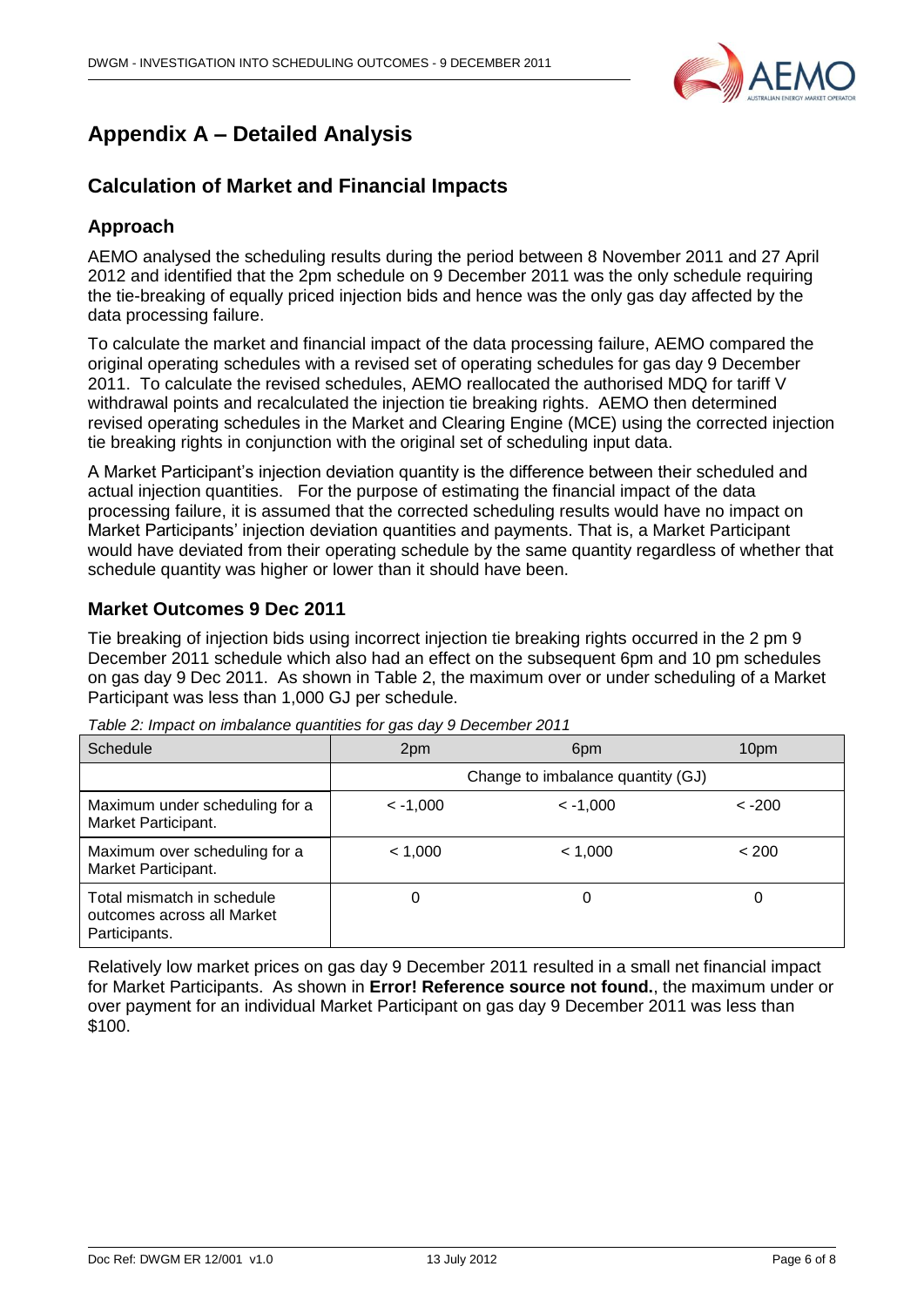# Appendix A – Detailed Analysis

## Calculation of Market and Financial Impacts

### Approach

AEMO analysed the scheduling results during the period between 8 November 2011 and 27 April 2012 and identified that the 2pm schedule on 9 December 2011 was the only schedule requiring the tie-breaking of equally priced injection bids and hence was the only gas day affected by the data processing failure.

To calculate the market and financial impact of the data processing failure, AEMO compared the original operating schedules with a revised set of operating schedules for gas day 9 December 2011. To calculate the revised schedules, AEMO reallocated the authorised MDQ for tariff V withdrawal points and recalculated the injection tie breaking rights. AEMO then determined revised operating schedules in the Market and Clearing Engine (MCE) using the corrected injection tie breaking rights in conjunction with the original set of scheduling input data.

A Market Participant's injection deviation quantity is the difference between their scheduled and actual injection quantities. For the purpose of estimating the financial impact of the data processing failure, it is assumed that the corrected scheduling results would have no impact on Market Participants' injection deviation quantities and payments. That is, a Market Participant would have deviated from their operating schedule by the same quantity regardless of whether that schedule quantity was higher or lower than it should have been.

### Market Outcomes 9 Dec 2011

Tie breaking of injection bids using incorrect injection tie breaking rights occurred in the 2 pm 9 December 2011 schedule which also had an effect on the subsequent 6pm and 10 pm schedules on gas day 9 Dec 2011. As shown in Table 2, the maximum over or under scheduling of a Market Participant was less than 1,000 GJ per schedule.

*Table 2: Impact on imbalance quantities for gas day 9 December 2011*

| Schedule | 2pm | 6pm | 10pm |
|---|---|---|---|
| | Change to imbalance quantity (GJ) | | |
| Maximum under scheduling for a Market Participant. | < -1,000 | < -1,000 | < -200 |
| Maximum over scheduling for a Market Participant. | < 1,000 | < 1,000 | < 200 |
| Total mismatch in schedule outcomes across all Market Participants. | 0 | 0 | 0 |

Relatively low market prices on gas day 9 December 2011 resulted in a small net financial impact for Market Participants. As shown in **Error! Reference source not found.**, the maximum under or over payment for an individual Market Participant on gas day 9 December 2011 was less than $100.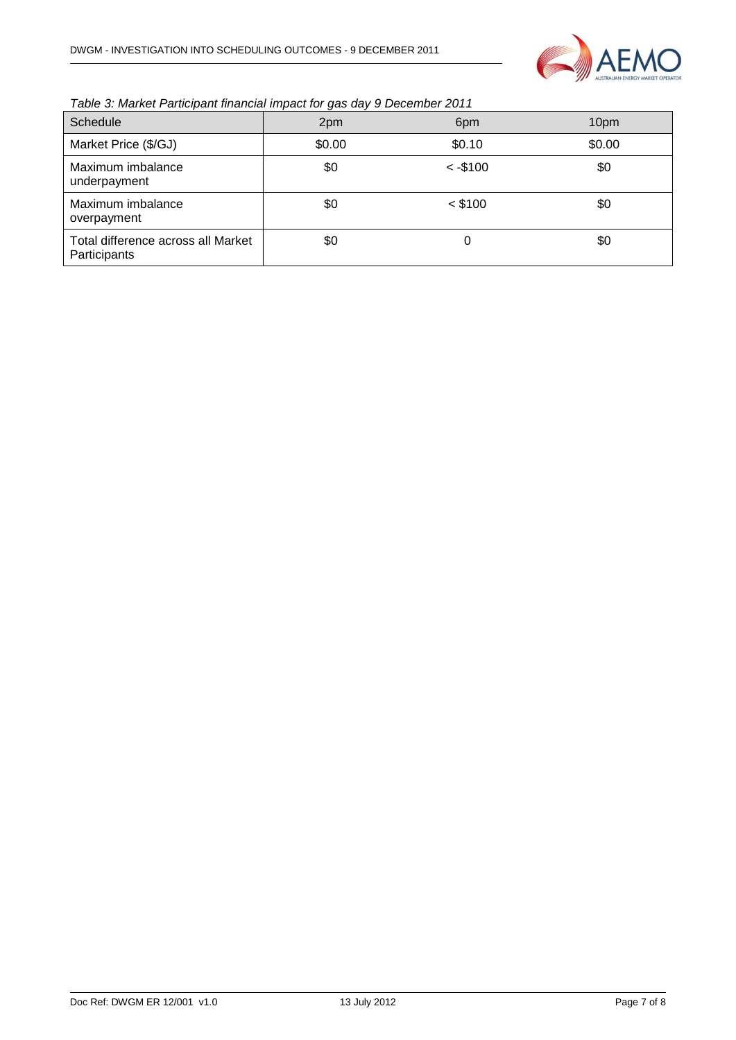*Table 3: Market Participant financial impact for gas day 9 December 2011*

| Schedule | 2pm | 6pm | 10pm |
|---|---|---|---|
| Market Price ($/GJ) | $0.00 | $0.10 | $0.00 |
| Maximum imbalance underpayment | $0 | < -$100 | $0 |
| Maximum imbalance overpayment | $0 | < $100 | $0 |
| Total difference across all Market Participants | $0 | 0 | $0 |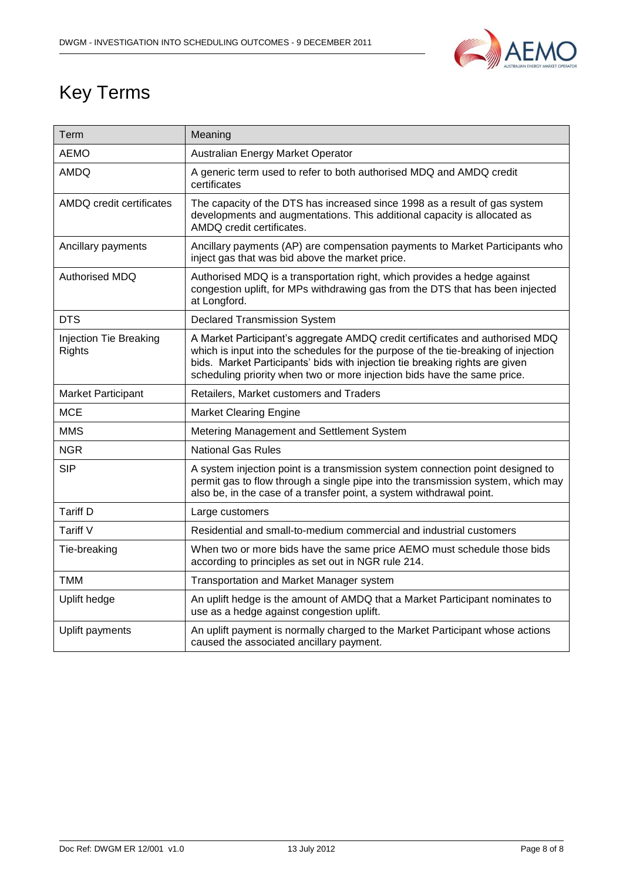# Key Terms

| Term | Meaning |
| --- | --- |
| AEMO | Australian Energy Market Operator |
| AMDQ | A generic term used to refer to both authorised MDQ and AMDQ credit certificates |
| AMDQ credit certificates | The capacity of the DTS has increased since 1998 as a result of gas system developments and augmentations. This additional capacity is allocated as AMDQ credit certificates. |
| Ancillary payments | Ancillary payments (AP) are compensation payments to Market Participants who inject gas that was bid above the market price. |
| Authorised MDQ | Authorised MDQ is a transportation right, which provides a hedge against congestion uplift, for MPs withdrawing gas from the DTS that has been injected at Longford. |
| DTS | Declared Transmission System |
| Injection Tie Breaking Rights | A Market Participant's aggregate AMDQ credit certificates and authorised MDQ which is input into the schedules for the purpose of the tie-breaking of injection bids. Market Participants' bids with injection tie breaking rights are given scheduling priority when two or more injection bids have the same price. |
| Market Participant | Retailers, Market customers and Traders |
| MCE | Market Clearing Engine |
| MMS | Metering Management and Settlement System |
| NGR | National Gas Rules |
| SIP | A system injection point is a transmission system connection point designed to permit gas to flow through a single pipe into the transmission system, which may also be, in the case of a transfer point, a system withdrawal point. |
| Tariff D | Large customers |
| Tariff V | Residential and small-to-medium commercial and industrial customers |
| Tie-breaking | When two or more bids have the same price AEMO must schedule those bids according to principles as set out in NGR rule 214. |
| TMM | Transportation and Market Manager system |
| Uplift hedge | An uplift hedge is the amount of AMDQ that a Market Participant nominates to use as a hedge against congestion uplift. |
| Uplift payments | An uplift payment is normally charged to the Market Participant whose actions caused the associated ancillary payment. |